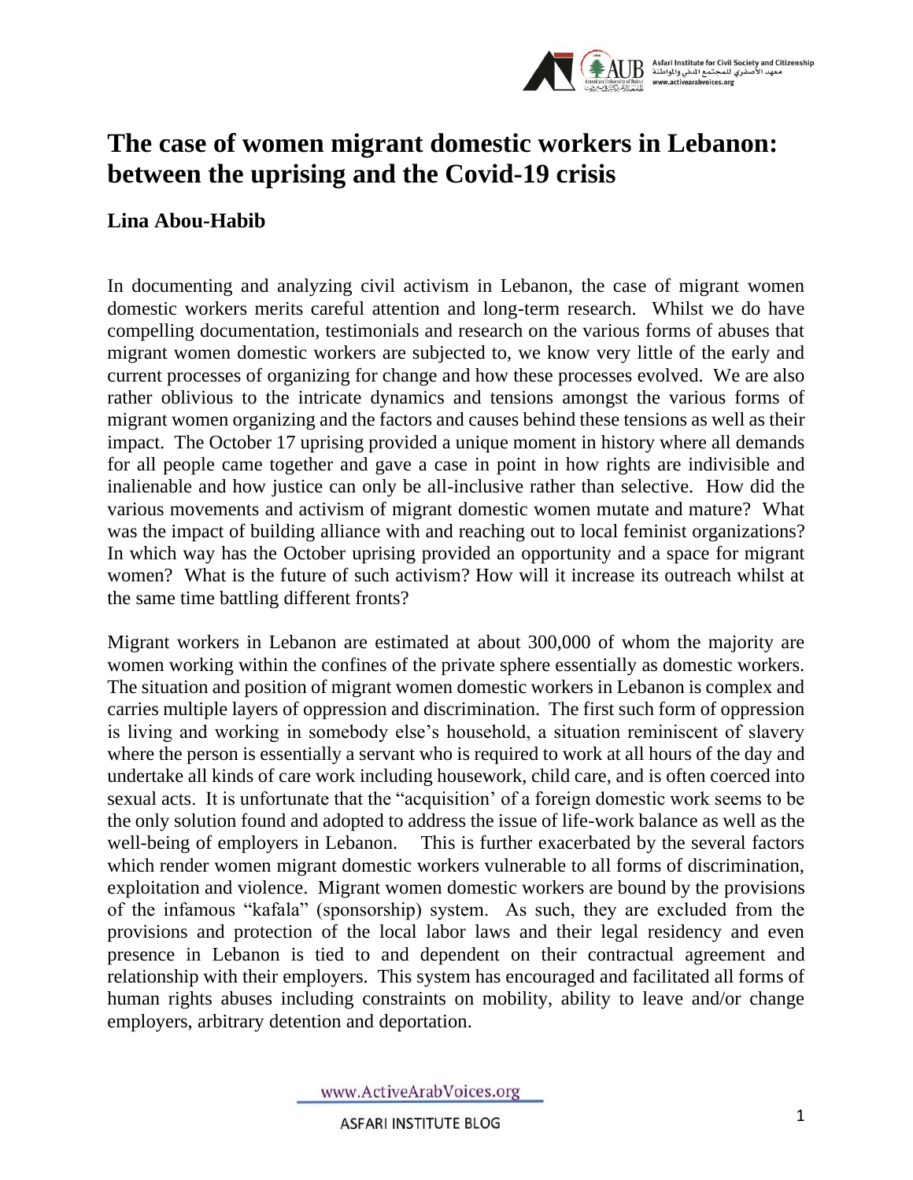# The case of women migrant domestic workers in Lebanon: between the uprising and the Covid-19 crisis

**Lina Abou-Habib**

In documenting and analyzing civil activism in Lebanon, the case of migrant women domestic workers merits careful attention and long-term research. Whilst we do have compelling documentation, testimonials and research on the various forms of abuses that migrant women domestic workers are subjected to, we know very little of the early and current processes of organizing for change and how these processes evolved. We are also rather oblivious to the intricate dynamics and tensions amongst the various forms of migrant women organizing and the factors and causes behind these tensions as well as their impact. The October 17 uprising provided a unique moment in history where all demands for all people came together and gave a case in point in how rights are indivisible and inalienable and how justice can only be all-inclusive rather than selective. How did the various movements and activism of migrant domestic women mutate and mature? What was the impact of building alliance with and reaching out to local feminist organizations? In which way has the October uprising provided an opportunity and a space for migrant women? What is the future of such activism? How will it increase its outreach whilst at the same time battling different fronts?

Migrant workers in Lebanon are estimated at about 300,000 of whom the majority are women working within the confines of the private sphere essentially as domestic workers. The situation and position of migrant women domestic workers in Lebanon is complex and carries multiple layers of oppression and discrimination. The first such form of oppression is living and working in somebody else's household, a situation reminiscent of slavery where the person is essentially a servant who is required to work at all hours of the day and undertake all kinds of care work including housework, child care, and is often coerced into sexual acts. It is unfortunate that the "acquisition' of a foreign domestic work seems to be the only solution found and adopted to address the issue of life-work balance as well as the well-being of employers in Lebanon. This is further exacerbated by the several factors which render women migrant domestic workers vulnerable to all forms of discrimination, exploitation and violence. Migrant women domestic workers are bound by the provisions of the infamous "kafala" (sponsorship) system. As such, they are excluded from the provisions and protection of the local labor laws and their legal residency and even presence in Lebanon is tied to and dependent on their contractual agreement and relationship with their employers. This system has encouraged and facilitated all forms of human rights abuses including constraints on mobility, ability to leave and/or change employers, arbitrary detention and deportation.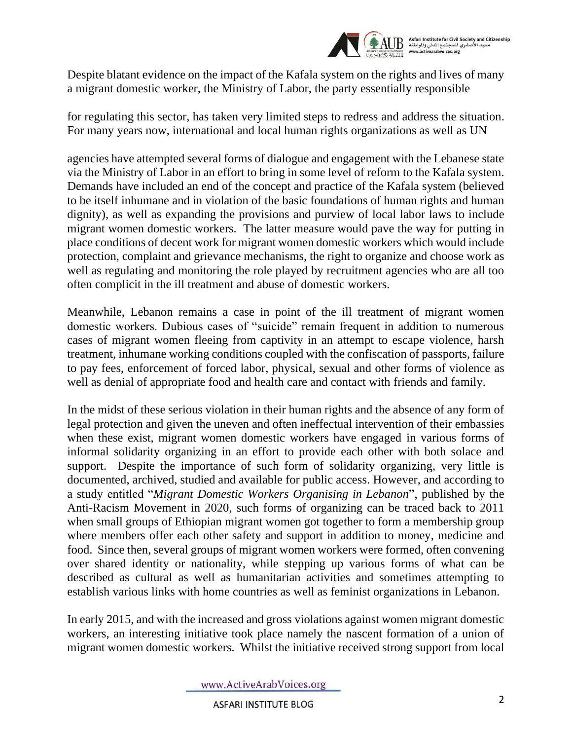Despite blatant evidence on the impact of the Kafala system on the rights and lives of many a migrant domestic worker, the Ministry of Labor, the party essentially responsible for regulating this sector, has taken very limited steps to redress and address the situation. For many years now, international and local human rights organizations as well as UN agencies have attempted several forms of dialogue and engagement with the Lebanese state via the Ministry of Labor in an effort to bring in some level of reform to the Kafala system. Demands have included an end of the concept and practice of the Kafala system (believed to be itself inhumane and in violation of the basic foundations of human rights and human dignity), as well as expanding the provisions and purview of local labor laws to include migrant women domestic workers. The latter measure would pave the way for putting in place conditions of decent work for migrant women domestic workers which would include protection, complaint and grievance mechanisms, the right to organize and choose work as well as regulating and monitoring the role played by recruitment agencies who are all too often complicit in the ill treatment and abuse of domestic workers.

Meanwhile, Lebanon remains a case in point of the ill treatment of migrant women domestic workers. Dubious cases of "suicide" remain frequent in addition to numerous cases of migrant women fleeing from captivity in an attempt to escape violence, harsh treatment, inhumane working conditions coupled with the confiscation of passports, failure to pay fees, enforcement of forced labor, physical, sexual and other forms of violence as well as denial of appropriate food and health care and contact with friends and family.

In the midst of these serious violation in their human rights and the absence of any form of legal protection and given the uneven and often ineffectual intervention of their embassies when these exist, migrant women domestic workers have engaged in various forms of informal solidarity organizing in an effort to provide each other with both solace and support. Despite the importance of such form of solidarity organizing, very little is documented, archived, studied and available for public access. However, and according to a study entitled "*Migrant Domestic Workers Organising in Lebanon*", published by the Anti-Racism Movement in 2020, such forms of organizing can be traced back to 2011 when small groups of Ethiopian migrant women got together to form a membership group where members offer each other safety and support in addition to money, medicine and food. Since then, several groups of migrant women workers were formed, often convening over shared identity or nationality, while stepping up various forms of what can be described as cultural as well as humanitarian activities and sometimes attempting to establish various links with home countries as well as feminist organizations in Lebanon.

In early 2015, and with the increased and gross violations against women migrant domestic workers, an interesting initiative took place namely the nascent formation of a union of migrant women domestic workers. Whilst the initiative received strong support from local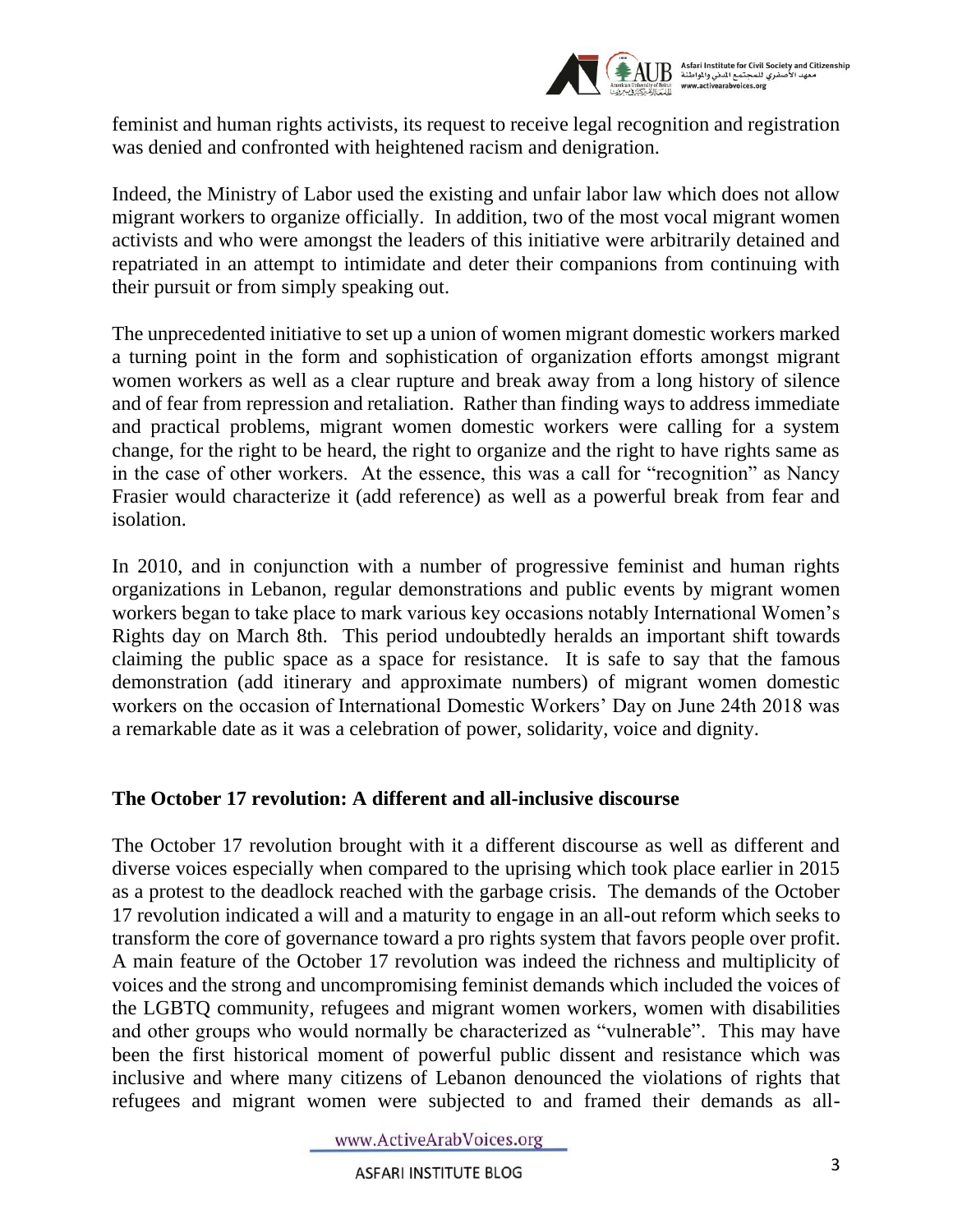feminist and human rights activists, its request to receive legal recognition and registration was denied and confronted with heightened racism and denigration.

Indeed, the Ministry of Labor used the existing and unfair labor law which does not allow migrant workers to organize officially. In addition, two of the most vocal migrant women activists and who were amongst the leaders of this initiative were arbitrarily detained and repatriated in an attempt to intimidate and deter their companions from continuing with their pursuit or from simply speaking out.

The unprecedented initiative to set up a union of women migrant domestic workers marked a turning point in the form and sophistication of organization efforts amongst migrant women workers as well as a clear rupture and break away from a long history of silence and of fear from repression and retaliation. Rather than finding ways to address immediate and practical problems, migrant women domestic workers were calling for a system change, for the right to be heard, the right to organize and the right to have rights same as in the case of other workers. At the essence, this was a call for "recognition" as Nancy Frasier would characterize it (add reference) as well as a powerful break from fear and isolation.

In 2010, and in conjunction with a number of progressive feminist and human rights organizations in Lebanon, regular demonstrations and public events by migrant women workers began to take place to mark various key occasions notably International Women's Rights day on March 8th. This period undoubtedly heralds an important shift towards claiming the public space as a space for resistance. It is safe to say that the famous demonstration (add itinerary and approximate numbers) of migrant women domestic workers on the occasion of International Domestic Workers' Day on June 24th 2018 was a remarkable date as it was a celebration of power, solidarity, voice and dignity.

## The October 17 revolution: A different and all-inclusive discourse

The October 17 revolution brought with it a different discourse as well as different and diverse voices especially when compared to the uprising which took place earlier in 2015 as a protest to the deadlock reached with the garbage crisis. The demands of the October 17 revolution indicated a will and a maturity to engage in an all-out reform which seeks to transform the core of governance toward a pro rights system that favors people over profit. A main feature of the October 17 revolution was indeed the richness and multiplicity of voices and the strong and uncompromising feminist demands which included the voices of the LGBTQ community, refugees and migrant women workers, women with disabilities and other groups who would normally be characterized as "vulnerable". This may have been the first historical moment of powerful public dissent and resistance which was inclusive and where many citizens of Lebanon denounced the violations of rights that refugees and migrant women were subjected to and framed their demands as all-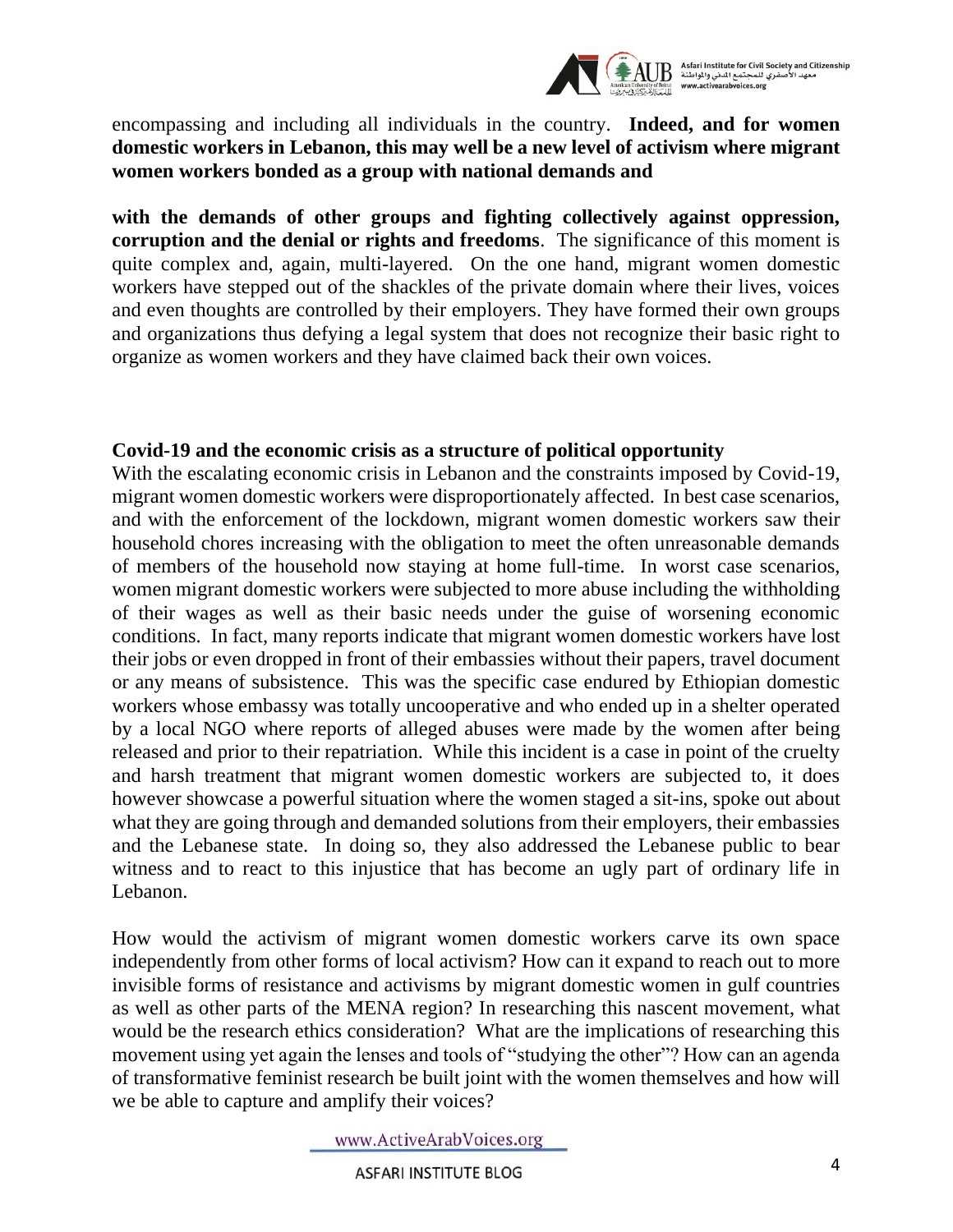encompassing and including all individuals in the country. **Indeed, and for women domestic workers in Lebanon, this may well be a new level of activism where migrant women workers bonded as a group with national demands and**

**with the demands of other groups and fighting collectively against oppression, corruption and the denial or rights and freedoms**. The significance of this moment is quite complex and, again, multi-layered. On the one hand, migrant women domestic workers have stepped out of the shackles of the private domain where their lives, voices and even thoughts are controlled by their employers. They have formed their own groups and organizations thus defying a legal system that does not recognize their basic right to organize as women workers and they have claimed back their own voices.

**Covid-19 and the economic crisis as a structure of political opportunity**

With the escalating economic crisis in Lebanon and the constraints imposed by Covid-19, migrant women domestic workers were disproportionately affected. In best case scenarios, and with the enforcement of the lockdown, migrant women domestic workers saw their household chores increasing with the obligation to meet the often unreasonable demands of members of the household now staying at home full-time. In worst case scenarios, women migrant domestic workers were subjected to more abuse including the withholding of their wages as well as their basic needs under the guise of worsening economic conditions. In fact, many reports indicate that migrant women domestic workers have lost their jobs or even dropped in front of their embassies without their papers, travel document or any means of subsistence. This was the specific case endured by Ethiopian domestic workers whose embassy was totally uncooperative and who ended up in a shelter operated by a local NGO where reports of alleged abuses were made by the women after being released and prior to their repatriation. While this incident is a case in point of the cruelty and harsh treatment that migrant women domestic workers are subjected to, it does however showcase a powerful situation where the women staged a sit-ins, spoke out about what they are going through and demanded solutions from their employers, their embassies and the Lebanese state. In doing so, they also addressed the Lebanese public to bear witness and to react to this injustice that has become an ugly part of ordinary life in Lebanon.

How would the activism of migrant women domestic workers carve its own space independently from other forms of local activism? How can it expand to reach out to more invisible forms of resistance and activisms by migrant domestic women in gulf countries as well as other parts of the MENA region? In researching this nascent movement, what would be the research ethics consideration? What are the implications of researching this movement using yet again the lenses and tools of "studying the other"? How can an agenda of transformative feminist research be built joint with the women themselves and how will we be able to capture and amplify their voices?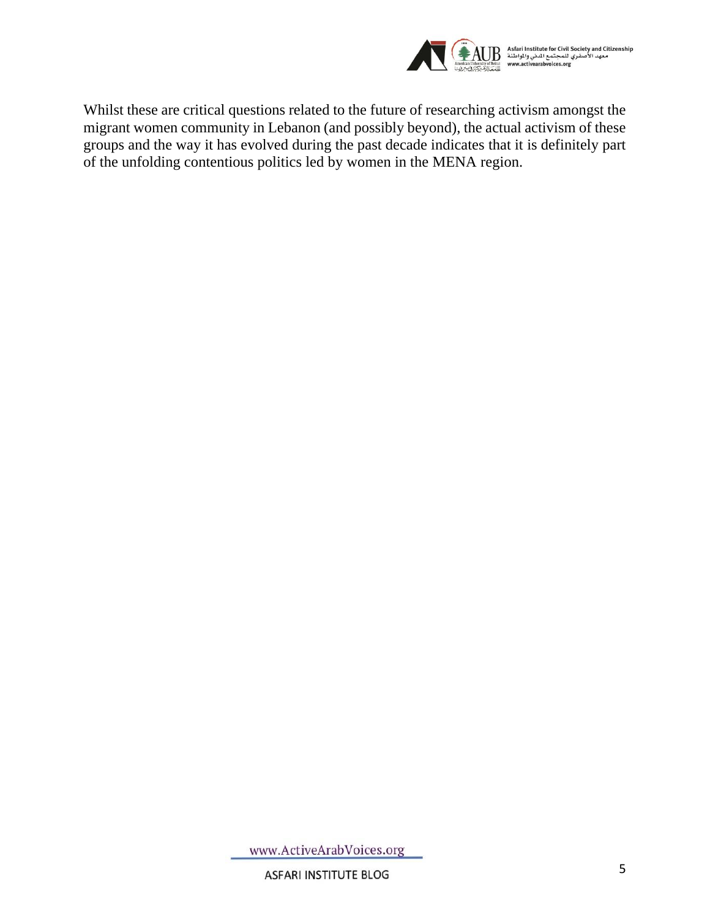Whilst these are critical questions related to the future of researching activism amongst the migrant women community in Lebanon (and possibly beyond), the actual activism of these groups and the way it has evolved during the past decade indicates that it is definitely part of the unfolding contentious politics led by women in the MENA region.